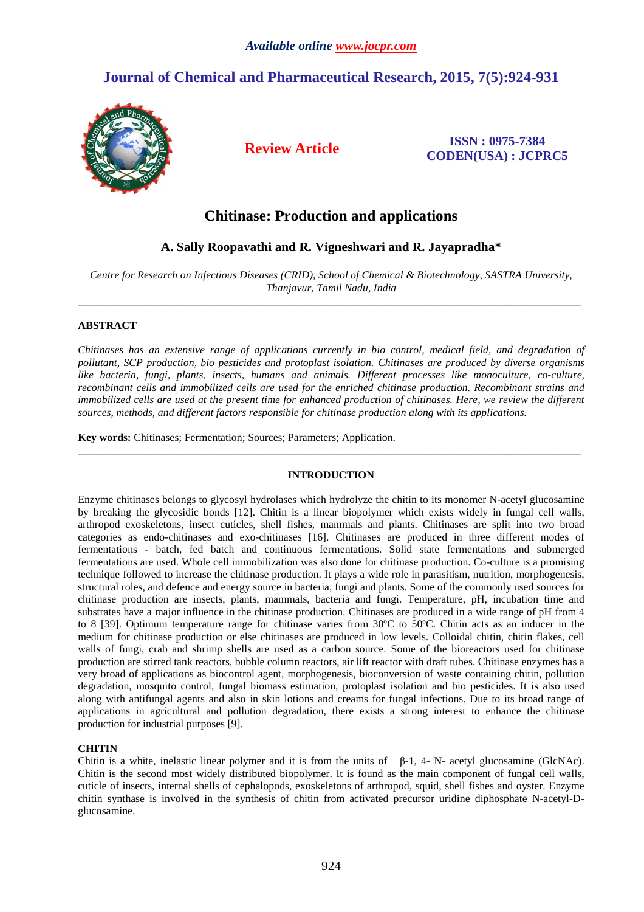*Available online www.jocpr.com*

# Journal of Chemical and Pharmaceutical Research, 2015, 7(5):924-931

**Review Article**

**ISSN : 0975-7384**
**CODEN(USA) : JCPRC5**

# Chitinase: Production and applications

**A. Sally Roopavathi and R. Vigneshwari and R. Jayapradha***

*Centre for Research on Infectious Diseases (CRID), School of Chemical & Biotechnology, SASTRA University, Thanjavur, Tamil Nadu, India*

---

## ABSTRACT

*Chitinases has an extensive range of applications currently in bio control, medical field, and degradation of pollutant, SCP production, bio pesticides and protoplast isolation. Chitinases are produced by diverse organisms like bacteria, fungi, plants, insects, humans and animals. Different processes like monoculture, co-culture, recombinant cells and immobilized cells are used for the enriched chitinase production. Recombinant strains and immobilized cells are used at the present time for enhanced production of chitinases. Here, we review the different sources, methods, and different factors responsible for chitinase production along with its applications.*

**Key words:** Chitinases; Fermentation; Sources; Parameters; Application.

---

## INTRODUCTION

Enzyme chitinases belongs to glycosyl hydrolases which hydrolyze the chitin to its monomer N-acetyl glucosamine by breaking the glycosidic bonds [12]. Chitin is a linear biopolymer which exists widely in fungal cell walls, arthropod exoskeletons, insect cuticles, shell fishes, mammals and plants. Chitinases are split into two broad categories as endo-chitinases and exo-chitinases [16]. Chitinases are produced in three different modes of fermentations - batch, fed batch and continuous fermentations. Solid state fermentations and submerged fermentations are used. Whole cell immobilization was also done for chitinase production. Co-culture is a promising technique followed to increase the chitinase production. It plays a wide role in parasitism, nutrition, morphogenesis, structural roles, and defence and energy source in bacteria, fungi and plants. Some of the commonly used sources for chitinase production are insects, plants, mammals, bacteria and fungi. Temperature, pH, incubation time and substrates have a major influence in the chitinase production. Chitinases are produced in a wide range of pH from 4 to 8 [39]. Optimum temperature range for chitinase varies from 30ºC to 50ºC. Chitin acts as an inducer in the medium for chitinase production or else chitinases are produced in low levels. Colloidal chitin, chitin flakes, cell walls of fungi, crab and shrimp shells are used as a carbon source. Some of the bioreactors used for chitinase production are stirred tank reactors, bubble column reactors, air lift reactor with draft tubes. Chitinase enzymes has a very broad of applications as biocontrol agent, morphogenesis, bioconversion of waste containing chitin, pollution degradation, mosquito control, fungal biomass estimation, protoplast isolation and bio pesticides. It is also used along with antifungal agents and also in skin lotions and creams for fungal infections. Due to its broad range of applications in agricultural and pollution degradation, there exists a strong interest to enhance the chitinase production for industrial purposes [9].

### CHITIN

Chitin is a white, inelastic linear polymer and it is from the units of β-1, 4- N- acetyl glucosamine (GlcNAc). Chitin is the second most widely distributed biopolymer. It is found as the main component of fungal cell walls, cuticle of insects, internal shells of cephalopods, exoskeletons of arthropod, squid, shell fishes and oyster. Enzyme chitin synthase is involved in the synthesis of chitin from activated precursor uridine diphosphate N-acetyl-D-glucosamine.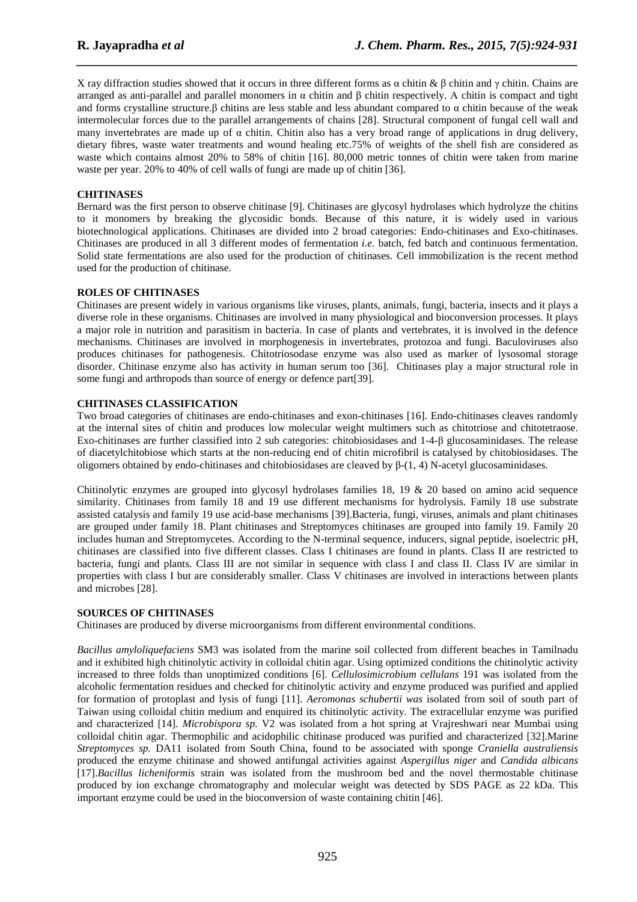X ray diffraction studies showed that it occurs in three different forms as α chitin & β chitin and γ chitin. Chains are arranged as anti-parallel and parallel monomers in α chitin and β chitin respectively. A chitin is compact and tight and forms crystalline structure.β chitins are less stable and less abundant compared to α chitin because of the weak intermolecular forces due to the parallel arrangements of chains [28]. Structural component of fungal cell wall and many invertebrates are made up of α chitin. Chitin also has a very broad range of applications in drug delivery, dietary fibres, waste water treatments and wound healing etc.75% of weights of the shell fish are considered as waste which contains almost 20% to 58% of chitin [16]. 80,000 metric tonnes of chitin were taken from marine waste per year. 20% to 40% of cell walls of fungi are made up of chitin [36].

## CHITINASES

Bernard was the first person to observe chitinase [9]. Chitinases are glycosyl hydrolases which hydrolyze the chitins to it monomers by breaking the glycosidic bonds. Because of this nature, it is widely used in various biotechnological applications. Chitinases are divided into 2 broad categories: Endo-chitinases and Exo-chitinases. Chitinases are produced in all 3 different modes of fermentation *i.e.* batch, fed batch and continuous fermentation. Solid state fermentations are also used for the production of chitinases. Cell immobilization is the recent method used for the production of chitinase.

## ROLES OF CHITINASES

Chitinases are present widely in various organisms like viruses, plants, animals, fungi, bacteria, insects and it plays a diverse role in these organisms. Chitinases are involved in many physiological and bioconversion processes. It plays a major role in nutrition and parasitism in bacteria. In case of plants and vertebrates, it is involved in the defence mechanisms. Chitinases are involved in morphogenesis in invertebrates, protozoa and fungi. Baculoviruses also produces chitinases for pathogenesis. Chitotriosodase enzyme was also used as marker of lysosomal storage disorder. Chitinase enzyme also has activity in human serum too [36]. Chitinases play a major structural role in some fungi and arthropods than source of energy or defence part[39].

## CHITINASES CLASSIFICATION

Two broad categories of chitinases are endo-chitinases and exon-chitinases [16]. Endo-chitinases cleaves randomly at the internal sites of chitin and produces low molecular weight multimers such as chitotriose and chitotetraose. Exo-chitinases are further classified into 2 sub categories: chitobiosidases and 1-4-β glucosaminidases. The release of diacetylchitobiose which starts at the non-reducing end of chitin microfibril is catalysed by chitobiosidases. The oligomers obtained by endo-chitinases and chitobiosidases are cleaved by β-(1, 4) N-acetyl glucosaminidases.

Chitinolytic enzymes are grouped into glycosyl hydrolases families 18, 19 & 20 based on amino acid sequence similarity. Chitinases from family 18 and 19 use different mechanisms for hydrolysis. Family 18 use substrate assisted catalysis and family 19 use acid-base mechanisms [39].Bacteria, fungi, viruses, animals and plant chitinases are grouped under family 18. Plant chitinases and Streptomyces chitinases are grouped into family 19. Family 20 includes human and Streptomycetes. According to the N-terminal sequence, inducers, signal peptide, isoelectric pH, chitinases are classified into five different classes. Class I chitinases are found in plants. Class II are restricted to bacteria, fungi and plants. Class III are not similar in sequence with class I and class II. Class IV are similar in properties with class I but are considerably smaller. Class V chitinases are involved in interactions between plants and microbes [28].

## SOURCES OF CHITINASES

Chitinases are produced by diverse microorganisms from different environmental conditions.

*Bacillus amyloliquefaciens* SM3 was isolated from the marine soil collected from different beaches in Tamilnadu and it exhibited high chitinolytic activity in colloidal chitin agar. Using optimized conditions the chitinolytic activity increased to three folds than unoptimized conditions [6]. *Cellulosimicrobium cellulans* 191 was isolated from the alcoholic fermentation residues and checked for chitinolytic activity and enzyme produced was purified and applied for formation of protoplast and lysis of fungi [11]. *Aeromonas schubertii was* isolated from soil of south part of Taiwan using colloidal chitin medium and enquired its chitinolytic activity. The extracellular enzyme was purified and characterized [14]. *Microbispora sp.* V2 was isolated from a hot spring at Vrajreshwari near Mumbai using colloidal chitin agar. Thermophilic and acidophilic chitinase produced was purified and characterized [32].Marine *Streptomyces sp.* DA11 isolated from South China, found to be associated with sponge *Craniella australiensis* produced the enzyme chitinase and showed antifungal activities against *Aspergillus niger* and *Candida albicans* [17].*Bacillus licheniformis* strain was isolated from the mushroom bed and the novel thermostable chitinase produced by ion exchange chromatography and molecular weight was detected by SDS PAGE as 22 kDa. This important enzyme could be used in the bioconversion of waste containing chitin [46].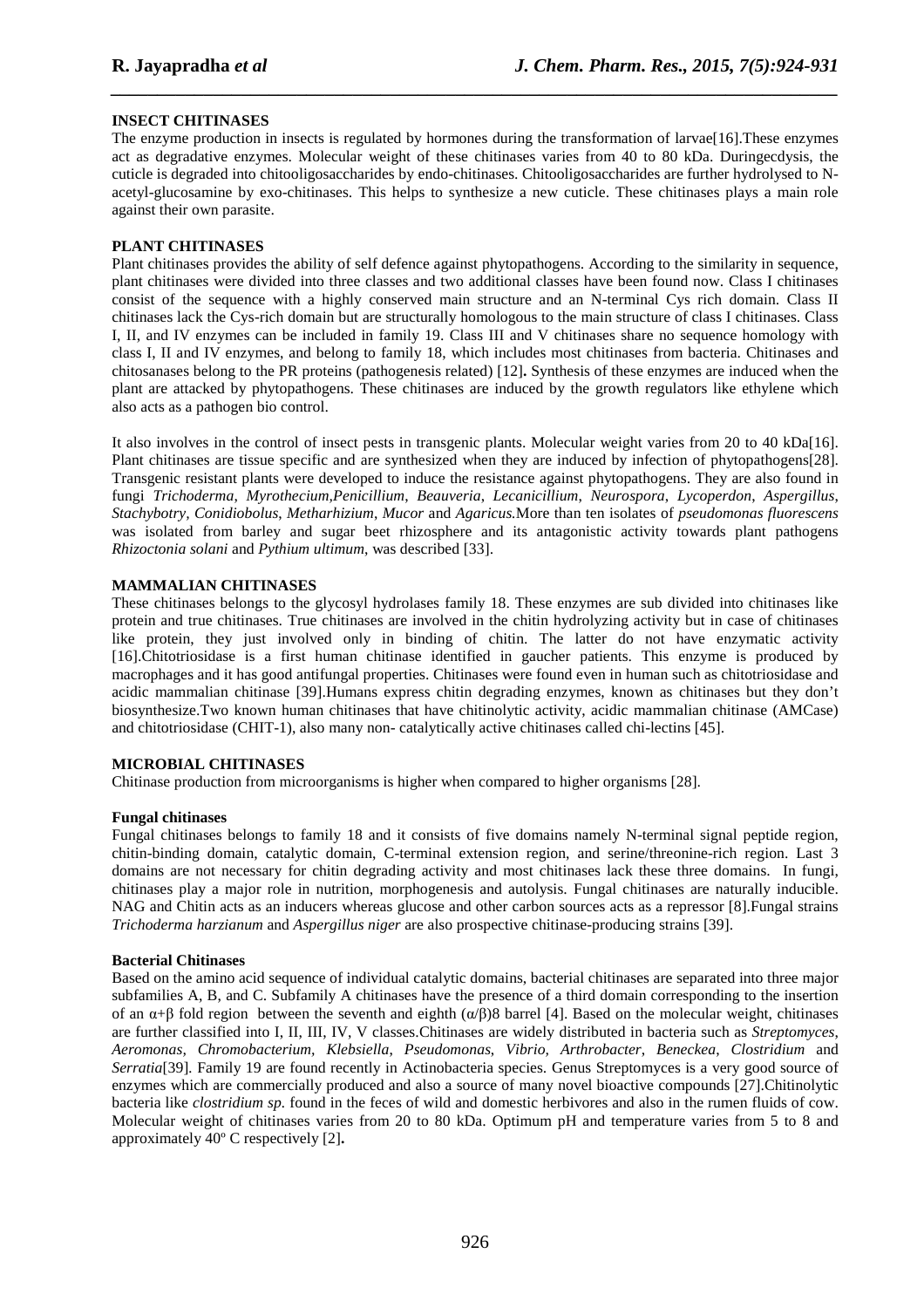## INSECT CHITINASES

The enzyme production in insects is regulated by hormones during the transformation of larvae[16].These enzymes act as degradative enzymes. Molecular weight of these chitinases varies from 40 to 80 kDa. Duringecdysis, the cuticle is degraded into chitooligosaccharides by endo-chitinases. Chitooligosaccharides are further hydrolysed to N-acetyl-glucosamine by exo-chitinases. This helps to synthesize a new cuticle. These chitinases plays a main role against their own parasite.

## PLANT CHITINASES

Plant chitinases provides the ability of self defence against phytopathogens. According to the similarity in sequence, plant chitinases were divided into three classes and two additional classes have been found now. Class I chitinases consist of the sequence with a highly conserved main structure and an N-terminal Cys rich domain. Class II chitinases lack the Cys-rich domain but are structurally homologous to the main structure of class I chitinases. Class I, II, and IV enzymes can be included in family 19. Class III and V chitinases share no sequence homology with class I, II and IV enzymes, and belong to family 18, which includes most chitinases from bacteria. Chitinases and chitosanases belong to the PR proteins (pathogenesis related) [12]**.** Synthesis of these enzymes are induced when the plant are attacked by phytopathogens. These chitinases are induced by the growth regulators like ethylene which also acts as a pathogen bio control.

It also involves in the control of insect pests in transgenic plants. Molecular weight varies from 20 to 40 kDa[16]. Plant chitinases are tissue specific and are synthesized when they are induced by infection of phytopathogens[28]. Transgenic resistant plants were developed to induce the resistance against phytopathogens. They are also found in fungi *Trichoderma*, *Myrothecium*,*Penicillium*, *Beauveria*, *Lecanicillium*, *Neurospora*, *Lycoperdon*, *Aspergillus*, *Stachybotry*, *Conidiobolus*, *Metharhizium*, *Mucor* and *Agaricus.*More than ten isolates of *pseudomonas fluorescens* was isolated from barley and sugar beet rhizosphere and its antagonistic activity towards plant pathogens *Rhizoctonia solani* and *Pythium ultimum,* was described [33].

## MAMMALIAN CHITINASES

These chitinases belongs to the glycosyl hydrolases family 18. These enzymes are sub divided into chitinases like protein and true chitinases. True chitinases are involved in the chitin hydrolyzing activity but in case of chitinases like protein, they just involved only in binding of chitin. The latter do not have enzymatic activity [16].Chitotriosidase is a first human chitinase identified in gaucher patients. This enzyme is produced by macrophages and it has good antifungal properties. Chitinases were found even in human such as chitotriosidase and acidic mammalian chitinase [39].Humans express chitin degrading enzymes, known as chitinases but they don't biosynthesize.Two known human chitinases that have chitinolytic activity, acidic mammalian chitinase (AMCase) and chitotriosidase (CHIT-1), also many non- catalytically active chitinases called chi-lectins [45].

## MICROBIAL CHITINASES

Chitinase production from microorganisms is higher when compared to higher organisms [28].

### Fungal chitinases

Fungal chitinases belongs to family 18 and it consists of five domains namely N-terminal signal peptide region, chitin-binding domain, catalytic domain, C-terminal extension region, and serine/threonine-rich region. Last 3 domains are not necessary for chitin degrading activity and most chitinases lack these three domains. In fungi, chitinases play a major role in nutrition, morphogenesis and autolysis. Fungal chitinases are naturally inducible. NAG and Chitin acts as an inducers whereas glucose and other carbon sources acts as a repressor [8].Fungal strains *Trichoderma harzianum* and *Aspergillus niger* are also prospective chitinase-producing strains [39].

### Bacterial Chitinases

Based on the amino acid sequence of individual catalytic domains, bacterial chitinases are separated into three major subfamilies A, B, and C. Subfamily A chitinases have the presence of a third domain corresponding to the insertion of an $\alpha+\beta$ fold region between the seventh and eighth $(\alpha/\beta)8$ barrel [4]. Based on the molecular weight, chitinases are further classified into I, II, III, IV, V classes.Chitinases are widely distributed in bacteria such as *Streptomyces*, *Aeromonas, Chromobacterium, Klebsiella*, *Pseudomonas*, *Vibrio, Arthrobacter*, *Beneckea*, *Clostridium* and *Serratia*[39]. Family 19 are found recently in Actinobacteria species. Genus Streptomyces is a very good source of enzymes which are commercially produced and also a source of many novel bioactive compounds [27].Chitinolytic bacteria like *clostridium sp.* found in the feces of wild and domestic herbivores and also in the rumen fluids of cow. Molecular weight of chitinases varies from 20 to 80 kDa. Optimum pH and temperature varies from 5 to 8 and approximately 40º C respectively [2]**.**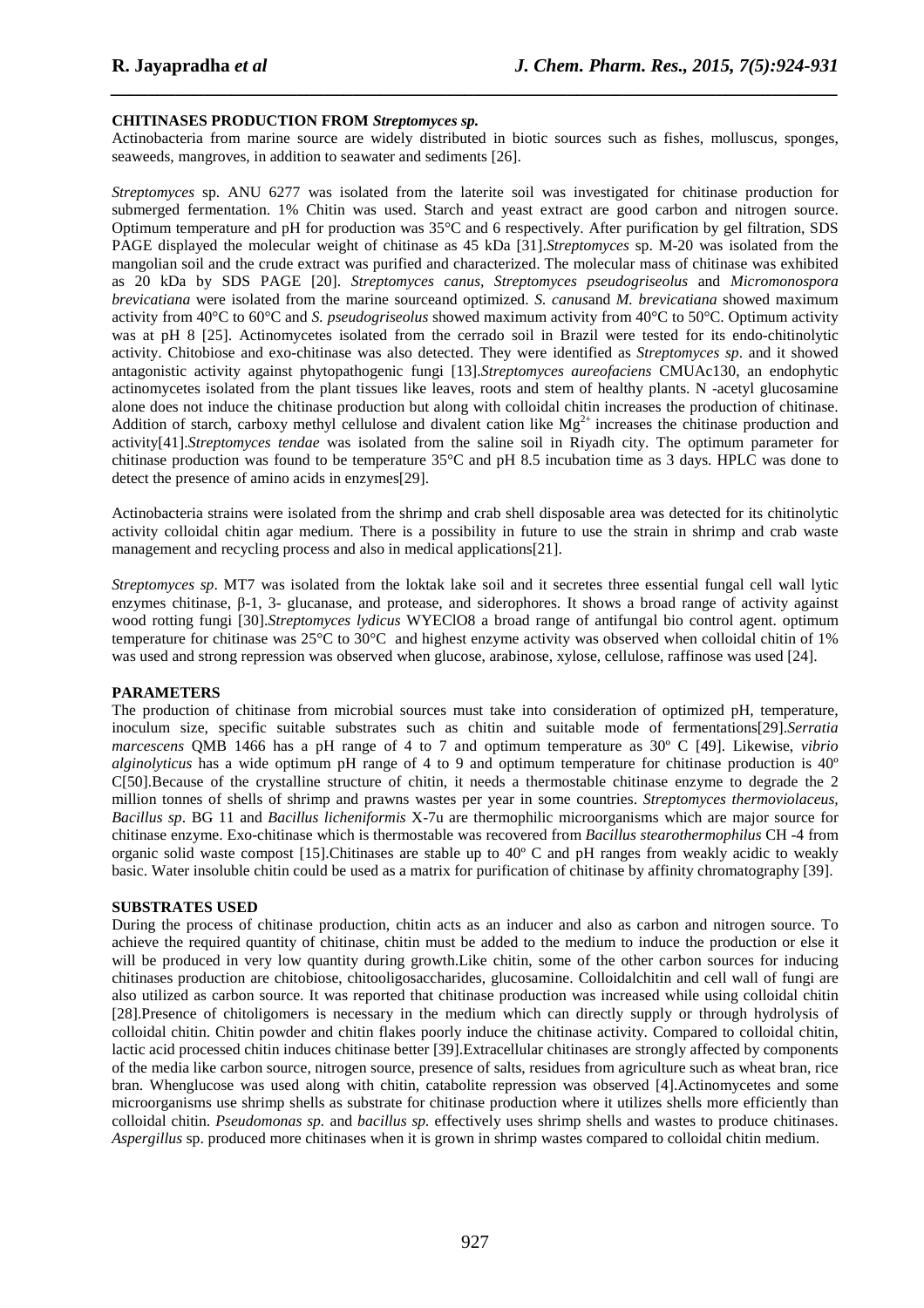**CHITINASES PRODUCTION FROM *Streptomyces sp.***

Actinobacteria from marine source are widely distributed in biotic sources such as fishes, molluscus, sponges, seaweeds, mangroves, in addition to seawater and sediments [26].

*Streptomyces* sp. ANU 6277 was isolated from the laterite soil was investigated for chitinase production for submerged fermentation. 1% Chitin was used. Starch and yeast extract are good carbon and nitrogen source. Optimum temperature and pH for production was 35°C and 6 respectively. After purification by gel filtration, SDS PAGE displayed the molecular weight of chitinase as 45 kDa [31].*Streptomyces* sp. M-20 was isolated from the mangolian soil and the crude extract was purified and characterized. The molecular mass of chitinase was exhibited as 20 kDa by SDS PAGE [20]. *Streptomyces canus, Streptomyces pseudogriseolus* and *Micromonospora brevicatiana* were isolated from the marine sourceand optimized. *S. canus*and *M. brevicatiana* showed maximum activity from 40°C to 60°C and *S. pseudogriseolus* showed maximum activity from 40°C to 50°C. Optimum activity was at pH 8 [25]. Actinomycetes isolated from the cerrado soil in Brazil were tested for its endo-chitinolytic activity. Chitobiose and exo-chitinase was also detected. They were identified as *Streptomyces sp*. and it showed antagonistic activity against phytopathogenic fungi [13].*Streptomyces aureofaciens* CMUAc130, an endophytic actinomycetes isolated from the plant tissues like leaves, roots and stem of healthy plants. N -acetyl glucosamine alone does not induce the chitinase production but along with colloidal chitin increases the production of chitinase. Addition of starch, carboxy methyl cellulose and divalent cation like $Mg^{2+}$ increases the chitinase production and activity[41].*Streptomyces tendae* was isolated from the saline soil in Riyadh city. The optimum parameter for chitinase production was found to be temperature 35°C and pH 8.5 incubation time as 3 days. HPLC was done to detect the presence of amino acids in enzymes[29].

Actinobacteria strains were isolated from the shrimp and crab shell disposable area was detected for its chitinolytic activity colloidal chitin agar medium. There is a possibility in future to use the strain in shrimp and crab waste management and recycling process and also in medical applications[21].

*Streptomyces sp*. MT7 was isolated from the loktak lake soil and it secretes three essential fungal cell wall lytic enzymes chitinase, β-1, 3- glucanase, and protease, and siderophores. It shows a broad range of activity against wood rotting fungi [30].*Streptomyces lydicus* WYEClO8 a broad range of antifungal bio control agent. optimum temperature for chitinase was 25°C to 30°C and highest enzyme activity was observed when colloidal chitin of 1% was used and strong repression was observed when glucose, arabinose, xylose, cellulose, raffinose was used [24].

**PARAMETERS**

The production of chitinase from microbial sources must take into consideration of optimized pH, temperature, inoculum size, specific suitable substrates such as chitin and suitable mode of fermentations[29].*Serratia marcescens* QMB 1466 has a pH range of 4 to 7 and optimum temperature as 30º C [49]. Likewise, *vibrio alginolyticus* has a wide optimum pH range of 4 to 9 and optimum temperature for chitinase production is 40º C[50].Because of the crystalline structure of chitin, it needs a thermostable chitinase enzyme to degrade the 2 million tonnes of shells of shrimp and prawns wastes per year in some countries. *Streptomyces thermoviolaceus, Bacillus sp*. BG 11 and *Bacillus licheniformis* X-7u are thermophilic microorganisms which are major source for chitinase enzyme. Exo-chitinase which is thermostable was recovered from *Bacillus stearothermophilus* CH -4 from organic solid waste compost [15].Chitinases are stable up to 40º C and pH ranges from weakly acidic to weakly basic. Water insoluble chitin could be used as a matrix for purification of chitinase by affinity chromatography [39].

**SUBSTRATES USED**

During the process of chitinase production, chitin acts as an inducer and also as carbon and nitrogen source. To achieve the required quantity of chitinase, chitin must be added to the medium to induce the production or else it will be produced in very low quantity during growth.Like chitin, some of the other carbon sources for inducing chitinases production are chitobiose, chitooligosaccharides, glucosamine. Colloidalchitin and cell wall of fungi are also utilized as carbon source. It was reported that chitinase production was increased while using colloidal chitin [28].Presence of chitoligomers is necessary in the medium which can directly supply or through hydrolysis of colloidal chitin. Chitin powder and chitin flakes poorly induce the chitinase activity. Compared to colloidal chitin, lactic acid processed chitin induces chitinase better [39].Extracellular chitinases are strongly affected by components of the media like carbon source, nitrogen source, presence of salts, residues from agriculture such as wheat bran, rice bran. Whenglucose was used along with chitin, catabolite repression was observed [4].Actinomycetes and some microorganisms use shrimp shells as substrate for chitinase production where it utilizes shells more efficiently than colloidal chitin. *Pseudomonas sp.* and *bacillus sp.* effectively uses shrimp shells and wastes to produce chitinases. *Aspergillus* sp. produced more chitinases when it is grown in shrimp wastes compared to colloidal chitin medium.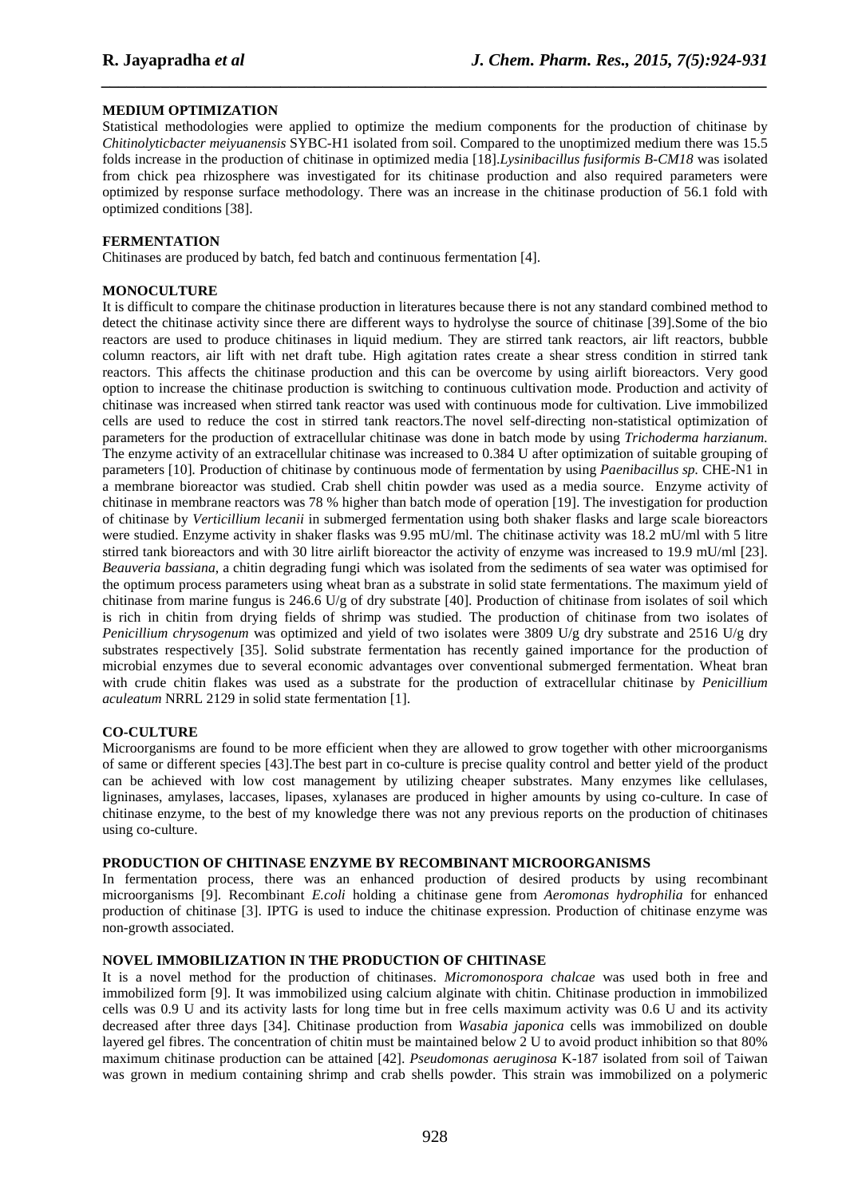## MEDIUM OPTIMIZATION

Statistical methodologies were applied to optimize the medium components for the production of chitinase by *Chitinolyticbacter meiyuanensis* SYBC-H1 isolated from soil. Compared to the unoptimized medium there was 15.5 folds increase in the production of chitinase in optimized media [18].*Lysinibacillus fusiformis B-CM18* was isolated from chick pea rhizosphere was investigated for its chitinase production and also required parameters were optimized by response surface methodology. There was an increase in the chitinase production of 56.1 fold with optimized conditions [38].

## FERMENTATION

Chitinases are produced by batch, fed batch and continuous fermentation [4].

## MONOCULTURE

It is difficult to compare the chitinase production in literatures because there is not any standard combined method to detect the chitinase activity since there are different ways to hydrolyse the source of chitinase [39].Some of the bio reactors are used to produce chitinases in liquid medium. They are stirred tank reactors, air lift reactors, bubble column reactors, air lift with net draft tube. High agitation rates create a shear stress condition in stirred tank reactors. This affects the chitinase production and this can be overcome by using airlift bioreactors. Very good option to increase the chitinase production is switching to continuous cultivation mode. Production and activity of chitinase was increased when stirred tank reactor was used with continuous mode for cultivation. Live immobilized cells are used to reduce the cost in stirred tank reactors.The novel self-directing non-statistical optimization of parameters for the production of extracellular chitinase was done in batch mode by using *Trichoderma harzianum.* The enzyme activity of an extracellular chitinase was increased to 0.384 U after optimization of suitable grouping of parameters [10]. Production of chitinase by continuous mode of fermentation by using *Paenibacillus sp.* CHE-N1 in a membrane bioreactor was studied. Crab shell chitin powder was used as a media source. Enzyme activity of chitinase in membrane reactors was 78 % higher than batch mode of operation [19]. The investigation for production of chitinase by *Verticillium lecanii* in submerged fermentation using both shaker flasks and large scale bioreactors were studied. Enzyme activity in shaker flasks was 9.95 mU/ml. The chitinase activity was 18.2 mU/ml with 5 litre stirred tank bioreactors and with 30 litre airlift bioreactor the activity of enzyme was increased to 19.9 mU/ml [23]. *Beauveria bassiana*, a chitin degrading fungi which was isolated from the sediments of sea water was optimised for the optimum process parameters using wheat bran as a substrate in solid state fermentations. The maximum yield of chitinase from marine fungus is 246.6 U/g of dry substrate [40]. Production of chitinase from isolates of soil which is rich in chitin from drying fields of shrimp was studied. The production of chitinase from two isolates of *Penicillium chrysogenum* was optimized and yield of two isolates were 3809 U/g dry substrate and 2516 U/g dry substrates respectively [35]. Solid substrate fermentation has recently gained importance for the production of microbial enzymes due to several economic advantages over conventional submerged fermentation. Wheat bran with crude chitin flakes was used as a substrate for the production of extracellular chitinase by *Penicillium aculeatum* NRRL 2129 in solid state fermentation [1].

## CO-CULTURE

Microorganisms are found to be more efficient when they are allowed to grow together with other microorganisms of same or different species [43].The best part in co-culture is precise quality control and better yield of the product can be achieved with low cost management by utilizing cheaper substrates. Many enzymes like cellulases, ligninases, amylases, laccases, lipases, xylanases are produced in higher amounts by using co-culture. In case of chitinase enzyme, to the best of my knowledge there was not any previous reports on the production of chitinases using co-culture.

## PRODUCTION OF CHITINASE ENZYME BY RECOMBINANT MICROORGANISMS

In fermentation process, there was an enhanced production of desired products by using recombinant microorganisms [9]. Recombinant *E.coli* holding a chitinase gene from *Aeromonas hydrophilia* for enhanced production of chitinase [3]. IPTG is used to induce the chitinase expression. Production of chitinase enzyme was non-growth associated.

## NOVEL IMMOBILIZATION IN THE PRODUCTION OF CHITINASE

It is a novel method for the production of chitinases. *Micromonospora chalcae* was used both in free and immobilized form [9]. It was immobilized using calcium alginate with chitin. Chitinase production in immobilized cells was 0.9 U and its activity lasts for long time but in free cells maximum activity was 0.6 U and its activity decreased after three days [34]. Chitinase production from *Wasabia japonica* cells was immobilized on double layered gel fibres. The concentration of chitin must be maintained below 2 U to avoid product inhibition so that 80% maximum chitinase production can be attained [42]. *Pseudomonas aeruginosa* K-187 isolated from soil of Taiwan was grown in medium containing shrimp and crab shells powder. This strain was immobilized on a polymeric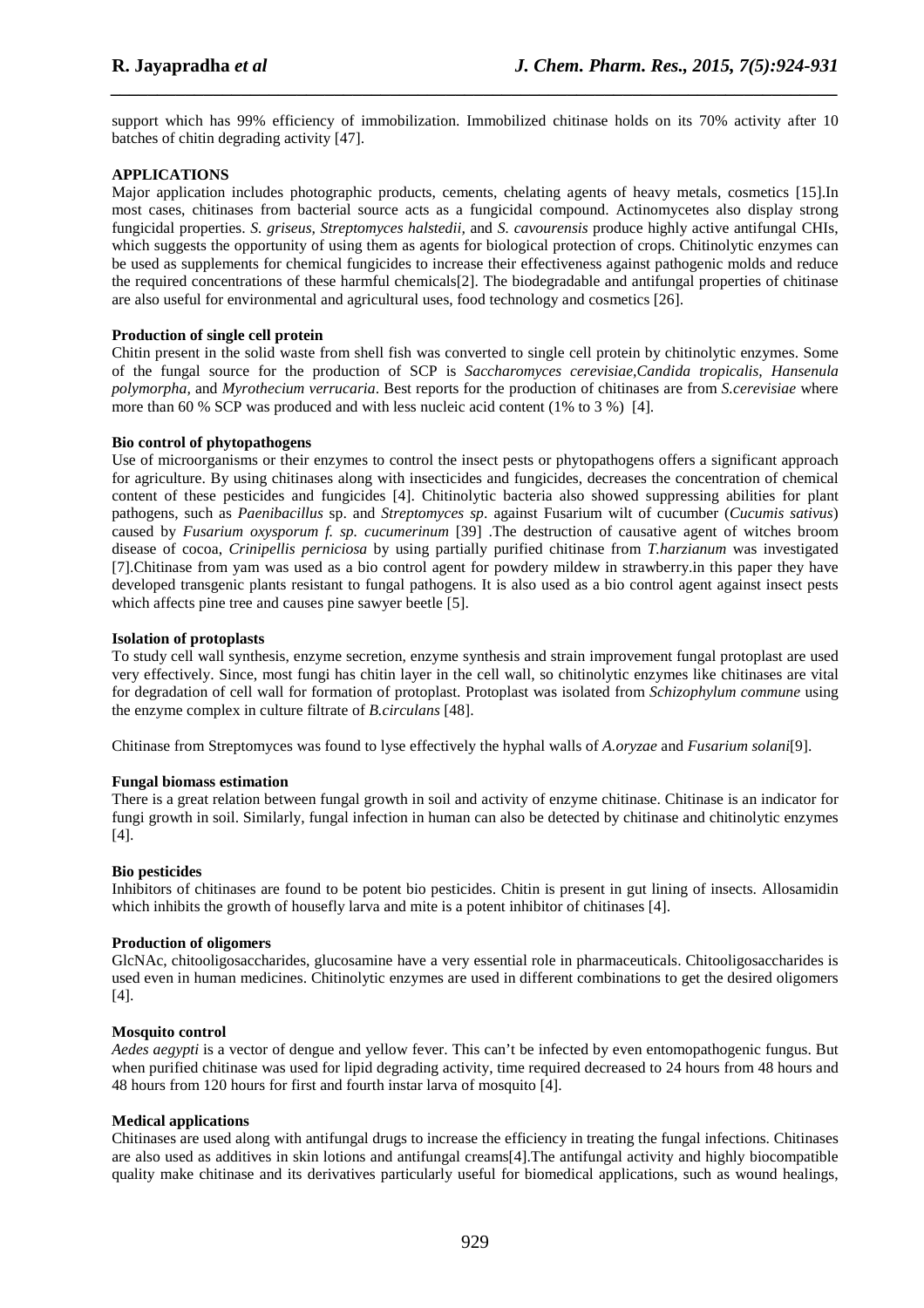support which has 99% efficiency of immobilization. Immobilized chitinase holds on its 70% activity after 10 batches of chitin degrading activity [47].

**APPLICATIONS**

Major application includes photographic products, cements, chelating agents of heavy metals, cosmetics [15].In most cases, chitinases from bacterial source acts as a fungicidal compound. Actinomycetes also display strong fungicidal properties. *S. griseus, Streptomyces halstedii,* and *S. cavourensis* produce highly active antifungal CHIs, which suggests the opportunity of using them as agents for biological protection of crops. Chitinolytic enzymes can be used as supplements for chemical fungicides to increase their effectiveness against pathogenic molds and reduce the required concentrations of these harmful chemicals[2]. The biodegradable and antifungal properties of chitinase are also useful for environmental and agricultural uses, food technology and cosmetics [26].

**Production of single cell protein**

Chitin present in the solid waste from shell fish was converted to single cell protein by chitinolytic enzymes. Some of the fungal source for the production of SCP is *Saccharomyces cerevisiae,Candida tropicalis, Hansenula polymorpha,* and *Myrothecium verrucaria*. Best reports for the production of chitinases are from *S.cerevisiae* where more than 60 % SCP was produced and with less nucleic acid content (1% to 3 %) [4].

**Bio control of phytopathogens**

Use of microorganisms or their enzymes to control the insect pests or phytopathogens offers a significant approach for agriculture. By using chitinases along with insecticides and fungicides, decreases the concentration of chemical content of these pesticides and fungicides [4]. Chitinolytic bacteria also showed suppressing abilities for plant pathogens, such as *Paenibacillus* sp. and *Streptomyces sp*. against Fusarium wilt of cucumber (*Cucumis sativus*) caused by *Fusarium oxysporum f. sp. cucumerinum* [39] .The destruction of causative agent of witches broom disease of cocoa, *Crinipellis perniciosa* by using partially purified chitinase from *T.harzianum* was investigated [7].Chitinase from yam was used as a bio control agent for powdery mildew in strawberry.in this paper they have developed transgenic plants resistant to fungal pathogens. It is also used as a bio control agent against insect pests which affects pine tree and causes pine sawyer beetle [5].

**Isolation of protoplasts**

To study cell wall synthesis, enzyme secretion, enzyme synthesis and strain improvement fungal protoplast are used very effectively. Since, most fungi has chitin layer in the cell wall, so chitinolytic enzymes like chitinases are vital for degradation of cell wall for formation of protoplast. Protoplast was isolated from *Schizophylum commune* using the enzyme complex in culture filtrate of *B.circulans* [48].

Chitinase from Streptomyces was found to lyse effectively the hyphal walls of *A.oryzae* and *Fusarium solani*[9].

**Fungal biomass estimation**

There is a great relation between fungal growth in soil and activity of enzyme chitinase. Chitinase is an indicator for fungi growth in soil. Similarly, fungal infection in human can also be detected by chitinase and chitinolytic enzymes [4].

**Bio pesticides**

Inhibitors of chitinases are found to be potent bio pesticides. Chitin is present in gut lining of insects. Allosamidin which inhibits the growth of housefly larva and mite is a potent inhibitor of chitinases [4].

**Production of oligomers**

GlcNAc, chitooligosaccharides, glucosamine have a very essential role in pharmaceuticals. Chitooligosaccharides is used even in human medicines. Chitinolytic enzymes are used in different combinations to get the desired oligomers [4].

**Mosquito control**

*Aedes aegypti* is a vector of dengue and yellow fever. This can't be infected by even entomopathogenic fungus. But when purified chitinase was used for lipid degrading activity, time required decreased to 24 hours from 48 hours and 48 hours from 120 hours for first and fourth instar larva of mosquito [4].

**Medical applications**

Chitinases are used along with antifungal drugs to increase the efficiency in treating the fungal infections. Chitinases are also used as additives in skin lotions and antifungal creams[4].The antifungal activity and highly biocompatible quality make chitinase and its derivatives particularly useful for biomedical applications, such as wound healings,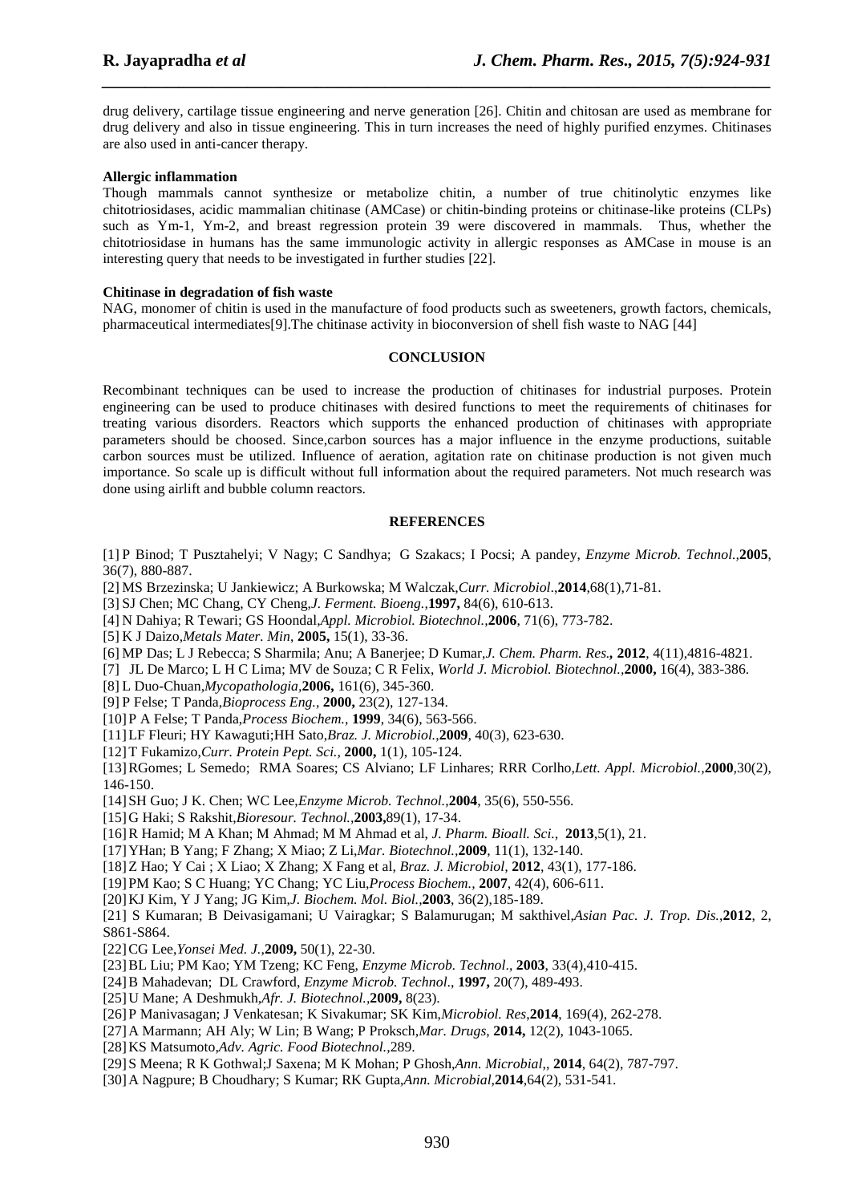drug delivery, cartilage tissue engineering and nerve generation [26]. Chitin and chitosan are used as membrane for drug delivery and also in tissue engineering. This in turn increases the need of highly purified enzymes. Chitinases are also used in anti-cancer therapy.

**Allergic inflammation**

Though mammals cannot synthesize or metabolize chitin, a number of true chitinolytic enzymes like chitotriosidases, acidic mammalian chitinase (AMCase) or chitin-binding proteins or chitinase-like proteins (CLPs) such as Ym-1, Ym-2, and breast regression protein 39 were discovered in mammals. Thus, whether the chitotriosidase in humans has the same immunologic activity in allergic responses as AMCase in mouse is an interesting query that needs to be investigated in further studies [22].

**Chitinase in degradation of fish waste**

NAG, monomer of chitin is used in the manufacture of food products such as sweeteners, growth factors, chemicals, pharmaceutical intermediates[9].The chitinase activity in bioconversion of shell fish waste to NAG [44]

## CONCLUSION

Recombinant techniques can be used to increase the production of chitinases for industrial purposes. Protein engineering can be used to produce chitinases with desired functions to meet the requirements of chitinases for treating various disorders. Reactors which supports the enhanced production of chitinases with appropriate parameters should be choosed. Since,carbon sources has a major influence in the enzyme productions, suitable carbon sources must be utilized. Influence of aeration, agitation rate on chitinase production is not given much importance. So scale up is difficult without full information about the required parameters. Not much research was done using airlift and bubble column reactors.

## REFERENCES

[1] P Binod; T Pusztahelyi; V Nagy; C Sandhya; G Szakacs; I Pocsi; A pandey, *Enzyme Microb. Technol.*,**2005**, 36(7), 880-887.

[2] MS Brzezinska; U Jankiewicz; A Burkowska; M Walczak,*Curr. Microbiol*.,**2014**,68(1),71-81.

[3] SJ Chen; MC Chang, CY Cheng,*J. Ferment. Bioeng.*,**1997,** 84(6), 610-613.

[4] N Dahiya; R Tewari; GS Hoondal,*Appl. Microbiol. Biotechnol.*,**2006**, 71(6), 773-782.

[5] K J Daizo,*Metals Mater. Min*, **2005,** 15(1), 33-36.

[6] MP Das; L J Rebecca; S Sharmila; Anu; A Banerjee; D Kumar,*J. Chem. Pharm. Res*.**, 2012**, 4(11),4816-4821.

[7] JL De Marco; L H C Lima; MV de Souza; C R Felix, *World J. Microbiol. Biotechnol.*,**2000,** 16(4), 383-386.

[8] L Duo-Chuan,*Mycopathologia*,**2006,** 161(6), 345-360.

[9] P Felse; T Panda,*Bioprocess Eng.*, **2000,** 23(2), 127-134.

[10] P A Felse; T Panda,*Process Biochem.*, **1999**, 34(6), 563-566.

[11] LF Fleuri; HY Kawaguti;HH Sato,*Braz. J. Microbiol.*,**2009**, 40(3), 623-630.

[12] T Fukamizo,*Curr. Protein Pept. Sci.*, **2000,** 1(1), 105-124.

[13] RGomes; L Semedo; RMA Soares; CS Alviano; LF Linhares; RRR Corlho,*Lett. Appl. Microbiol.*,**2000**,30(2), 146-150.

[14] SH Guo; J K. Chen; WC Lee,*Enzyme Microb. Technol.*,**2004**, 35(6), 550-556.

[15] G Haki; S Rakshit,*Bioresour. Technol.*,**2003,**89(1), 17-34.

[16] R Hamid; M A Khan; M Ahmad; M M Ahmad et al, *J. Pharm. Bioall. Sci.*, **2013**,5(1), 21.

[17] YHan; B Yang; F Zhang; X Miao; Z Li,*Mar. Biotechnol.*,**2009**, 11(1), 132-140.

[18] Z Hao; Y Cai ; X Liao; X Zhang; X Fang et al, *Braz. J. Microbiol*, **2012**, 43(1), 177-186.

[19] PM Kao; S C Huang; YC Chang; YC Liu,*Process Biochem.*, **2007**, 42(4), 606-611.

[20] KJ Kim, Y J Yang; JG Kim,*J. Biochem. Mol. Biol.*,**2003**, 36(2),185-189.

[21] S Kumaran; B Deivasigamani; U Vairagkar; S Balamurugan; M sakthivel,*Asian Pac. J. Trop. Dis.*,**2012**, 2, S861-S864.

[22] CG Lee,*Yonsei Med. J.*,**2009,** 50(1), 22-30.

[23] BL Liu; PM Kao; YM Tzeng; KC Feng, *Enzyme Microb. Technol*., **2003**, 33(4),410-415.

[24] B Mahadevan; DL Crawford, *Enzyme Microb. Technol*., **1997,** 20(7), 489-493.

[25] U Mane; A Deshmukh,*Afr. J. Biotechnol.*,**2009,** 8(23).

[26] P Manivasagan; J Venkatesan; K Sivakumar; SK Kim,*Microbiol. Res*,**2014**, 169(4), 262-278.

[27] A Marmann; AH Aly; W Lin; B Wang; P Proksch,*Mar. Drugs*, **2014,** 12(2), 1043-1065.

[28] KS Matsumoto,*Adv. Agric. Food Biotechnol.*,289.

[29] S Meena; R K Gothwal;J Saxena; M K Mohan; P Ghosh,*Ann. Microbial*,, **2014**, 64(2), 787-797.

[30] A Nagpure; B Choudhary; S Kumar; RK Gupta,*Ann. Microbial*,**2014**,64(2), 531-541.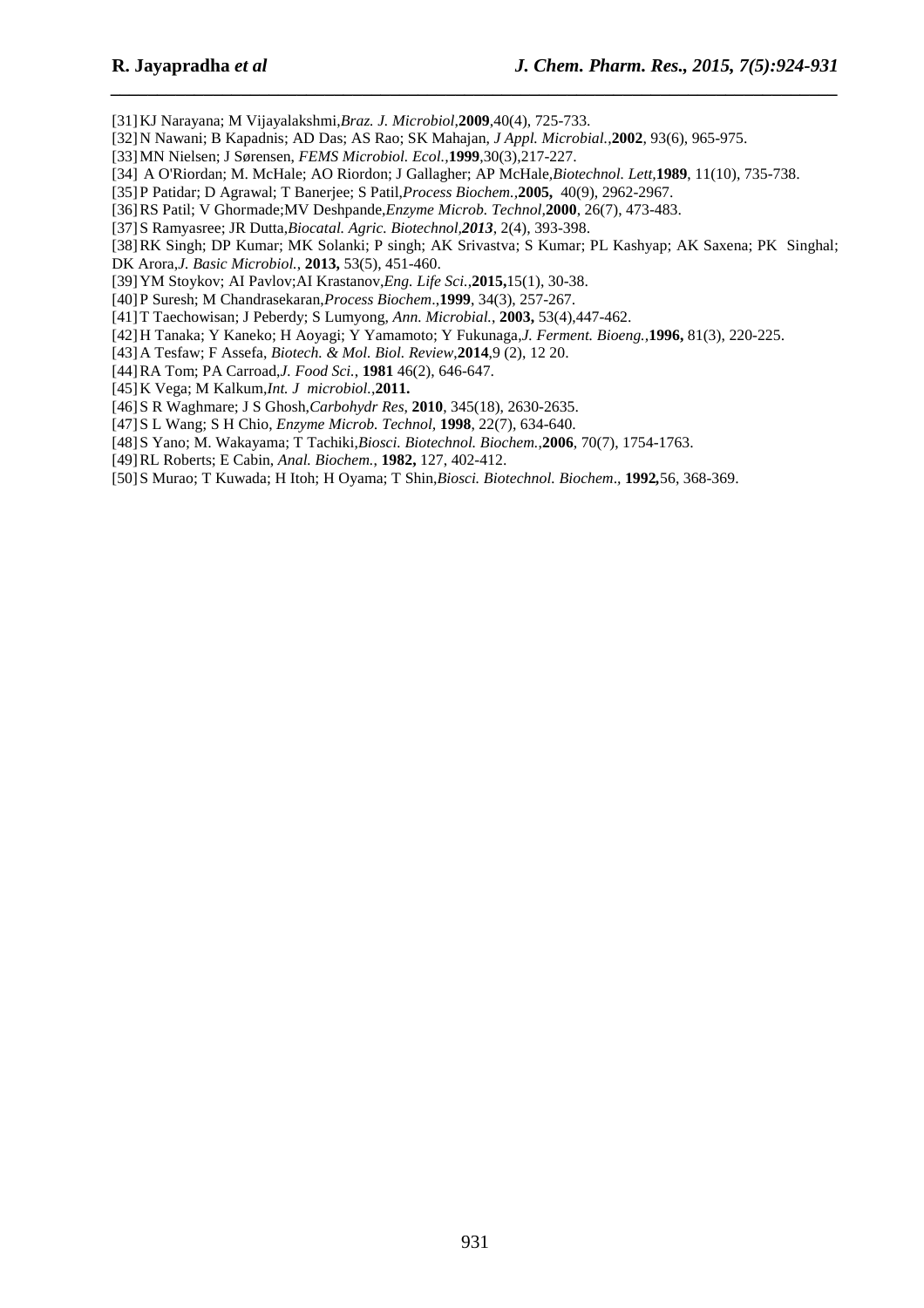[31] KJ Narayana; M Vijayalakshmi,*Braz. J. Microbiol*,**2009**,40(4), 725-733.
[32] N Nawani; B Kapadnis; AD Das; AS Rao; SK Mahajan, *J Appl. Microbial.*,**2002**, 93(6), 965-975.
[33] MN Nielsen; J Sørensen, *FEMS Microbiol. Ecol.*,**1999**,30(3),217-227.
[34] A O'Riordan; M. McHale; AO Riordon; J Gallagher; AP McHale,*Biotechnol. Lett*,**1989**, 11(10), 735-738.
[35] P Patidar; D Agrawal; T Banerjee; S Patil,*Process Biochem.*,**2005,** 40(9), 2962-2967.
[36] RS Patil; V Ghormade;MV Deshpande,*Enzyme Microb. Technol*,**2000**, 26(7), 473-483.
[37] S Ramyasree; JR Dutta,*Biocatal. Agric. Biotechnol*,***2013***, 2(4), 393-398.
[38] RK Singh; DP Kumar; MK Solanki; P singh; AK Srivastva; S Kumar; PL Kashyap; AK Saxena; PK Singhal; DK Arora,*J. Basic Microbiol.*, **2013,** 53(5), 451-460.
[39] YM Stoykov; AI Pavlov;AI Krastanov,*Eng. Life Sci.*,**2015,**15(1), 30-38.
[40] P Suresh; M Chandrasekaran,*Process Biochem*.,**1999**, 34(3), 257-267.
[41] T Taechowisan; J Peberdy; S Lumyong, *Ann. Microbial.*, **2003,** 53(4),447-462.
[42] H Tanaka; Y Kaneko; H Aoyagi; Y Yamamoto; Y Fukunaga,*J. Ferment. Bioeng.*,**1996,** 81(3), 220-225.
[43] A Tesfaw; F Assefa, *Biotech. & Mol. Biol. Review*,**2014**,9 (2), 12 20.
[44] RA Tom; PA Carroad,*J. Food Sci.*, **1981** 46(2), 646-647.
[45] K Vega; M Kalkum,*Int. J microbiol.*,**2011.**
[46] S R Waghmare; J S Ghosh,*Carbohydr Res*, **2010**, 345(18), 2630-2635.
[47] S L Wang; S H Chio, *Enzyme Microb. Technol,* **1998**, 22(7), 634-640.
[48] S Yano; M. Wakayama; T Tachiki,*Biosci. Biotechnol. Biochem.*,**2006**, 70(7), 1754-1763.
[49] RL Roberts; E Cabin, *Anal. Biochem.*, **1982,** 127, 402-412.
[50] S Murao; T Kuwada; H Itoh; H Oyama; T Shin,*Biosci. Biotechnol. Biochem*., **1992,**56, 368-369.